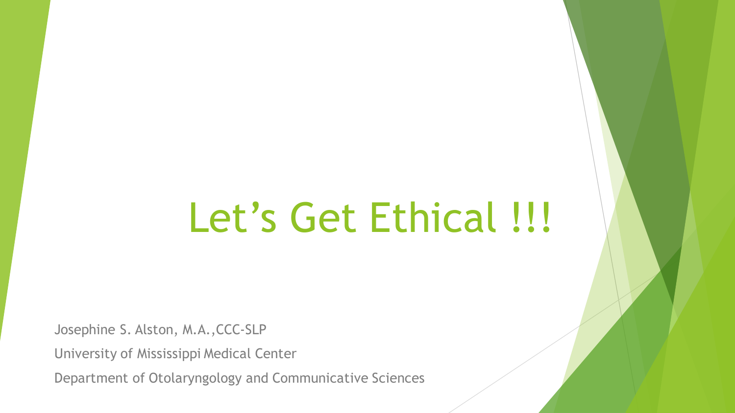# Let's Get Ethical !!!

Josephine S. Alston, M.A.,CCC-SLP

University of Mississippi Medical Center

Department of Otolaryngology and Communicative Sciences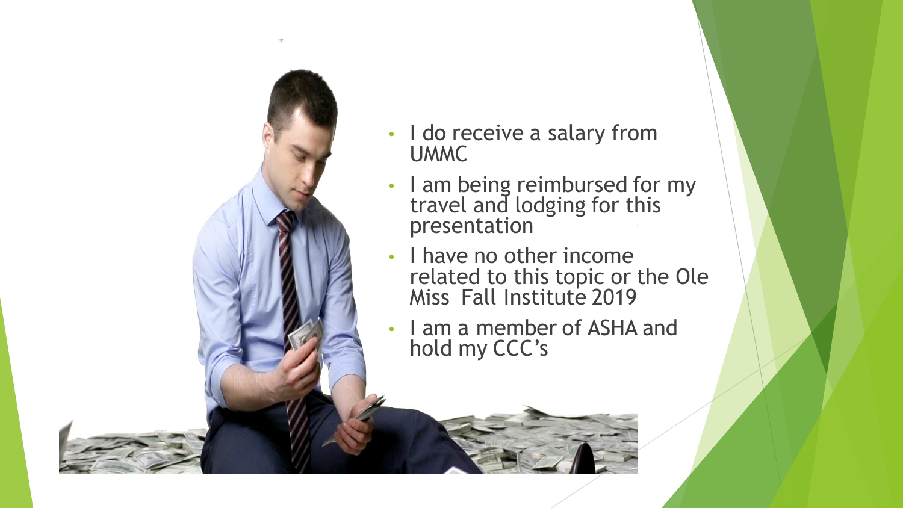- I do receive a salary from UMMC
- I am being reimbursed for my travel and lodging for this presentation
- I have no other income related to this topic or the Ole Miss Fall Institute 2019
- I am a member of ASHA and hold my CCC's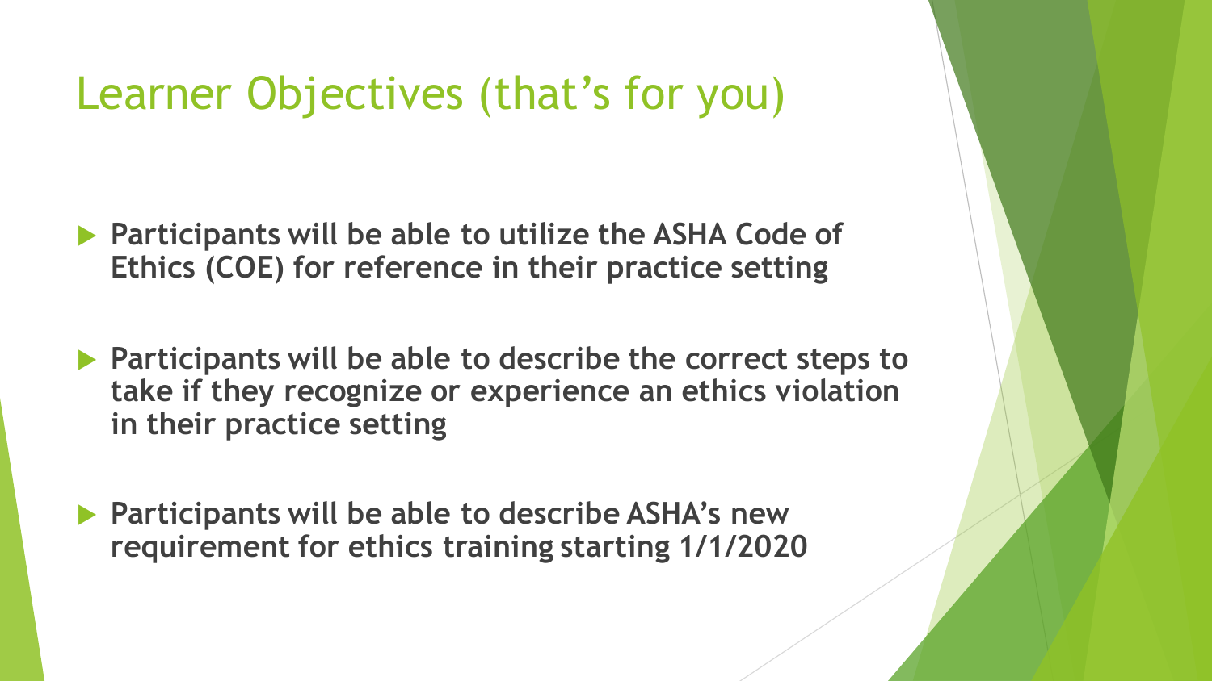# Learner Objectives (that's for you)

- **Participants will be able to utilize the ASHA Code of Ethics (COE) for reference in their practice setting**
- **Participants will be able to describe the correct steps to take if they recognize or experience an ethics violation in their practice setting**
- **Participants will be able to describe ASHA's new requirement for ethics training starting 1/1/2020**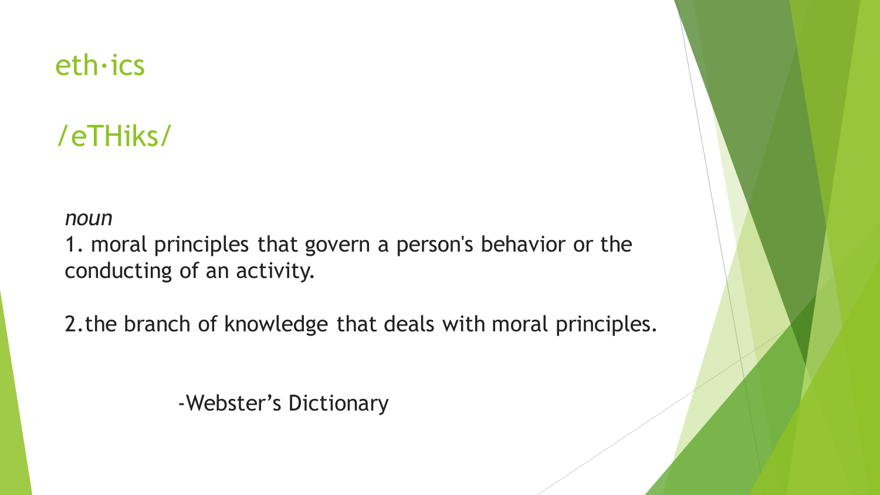# eth·ics

## /eTHiks/

*noun*

1. moral principles that govern a person's behavior or the conducting of an activity.

2. the branch of knowledge that deals with moral principles.

-Webster's Dictionary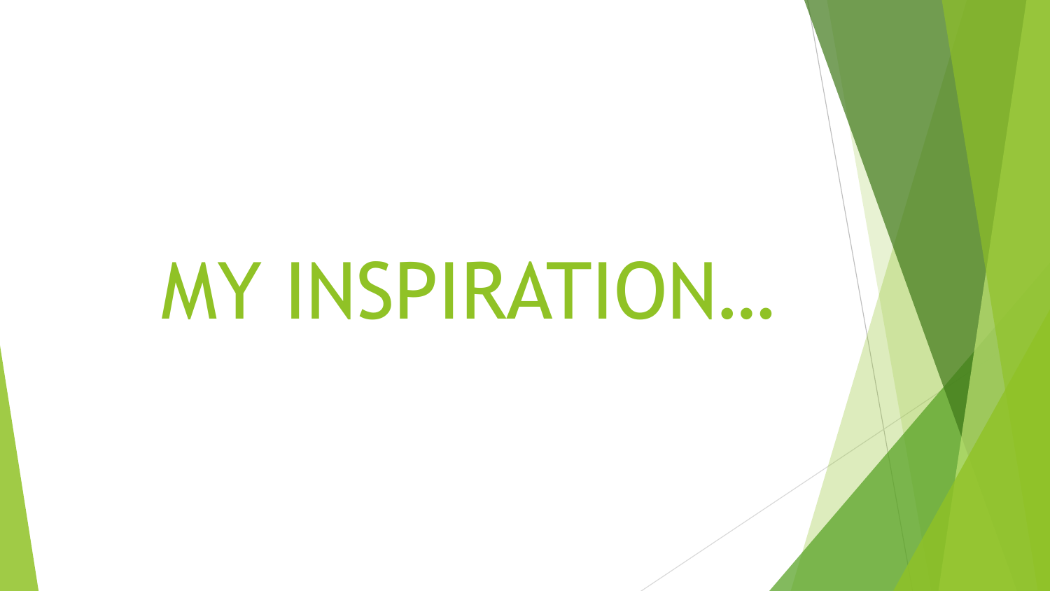# MY INSPIRATION…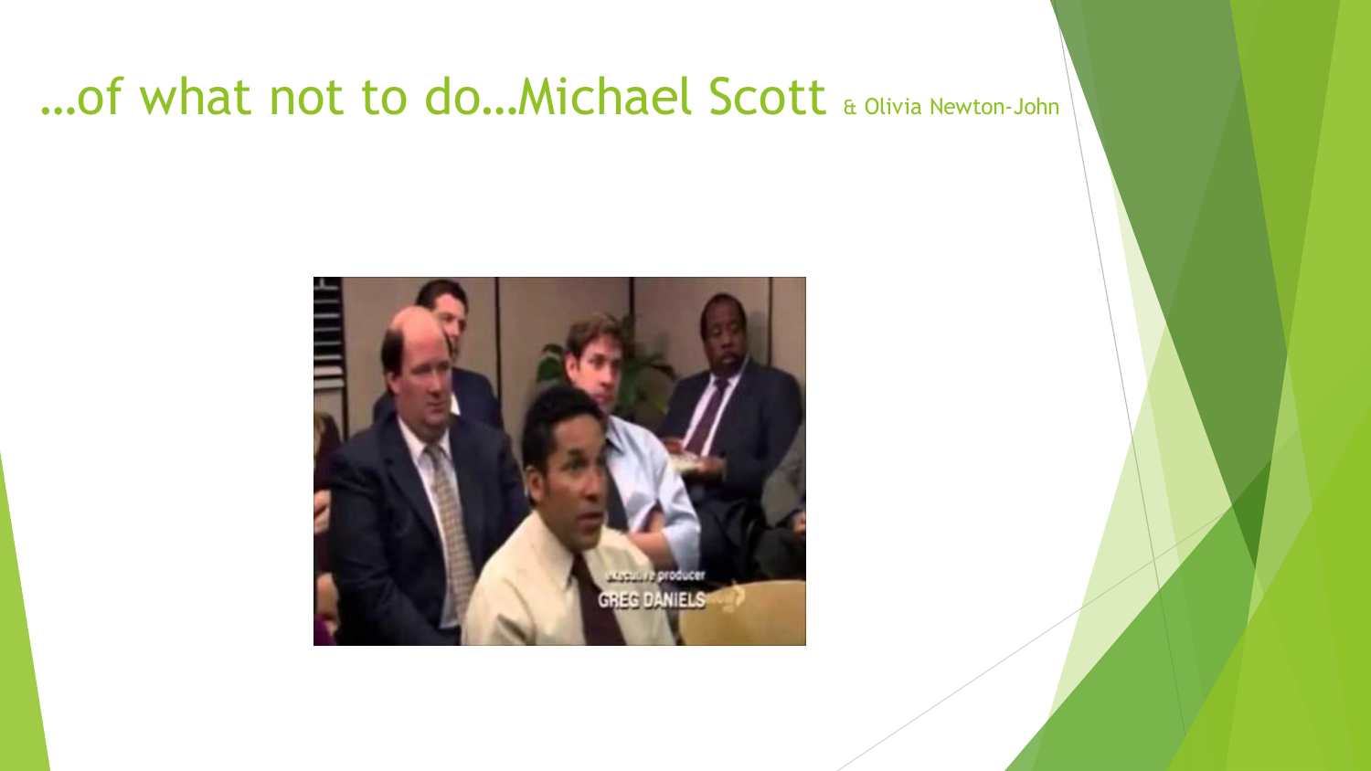# …of what not to do…Michael Scott & Olivia Newton-John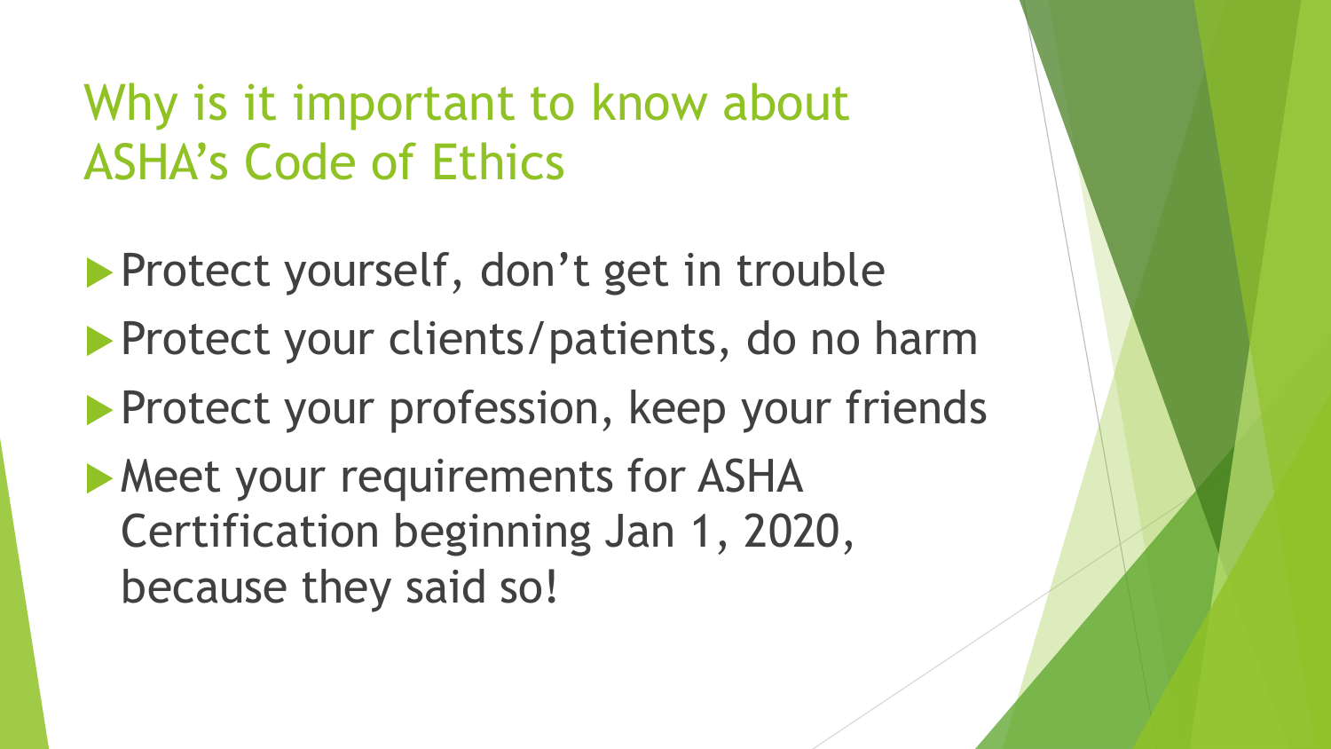# Why is it important to know about ASHA's Code of Ethics

- Protect yourself, don't get in trouble
- Protect your clients/patients, do no harm
- Protect your profession, keep your friends
- Meet your requirements for ASHA Certification beginning Jan 1, 2020, because they said so!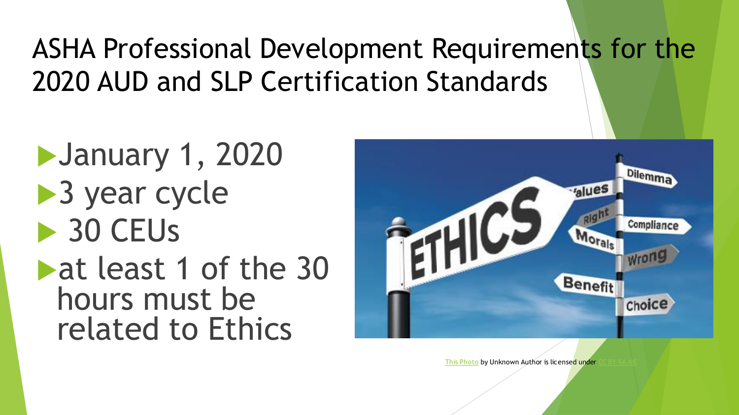# ASHA Professional Development Requirements for the 2020 AUD and SLP Certification Standards

- January 1, 2020
- 3 year cycle
- 30 CEUs
- at least 1 of the 30 hours must be related to Ethics

This Photo by Unknown Author is licensed under CC BY-SA-NC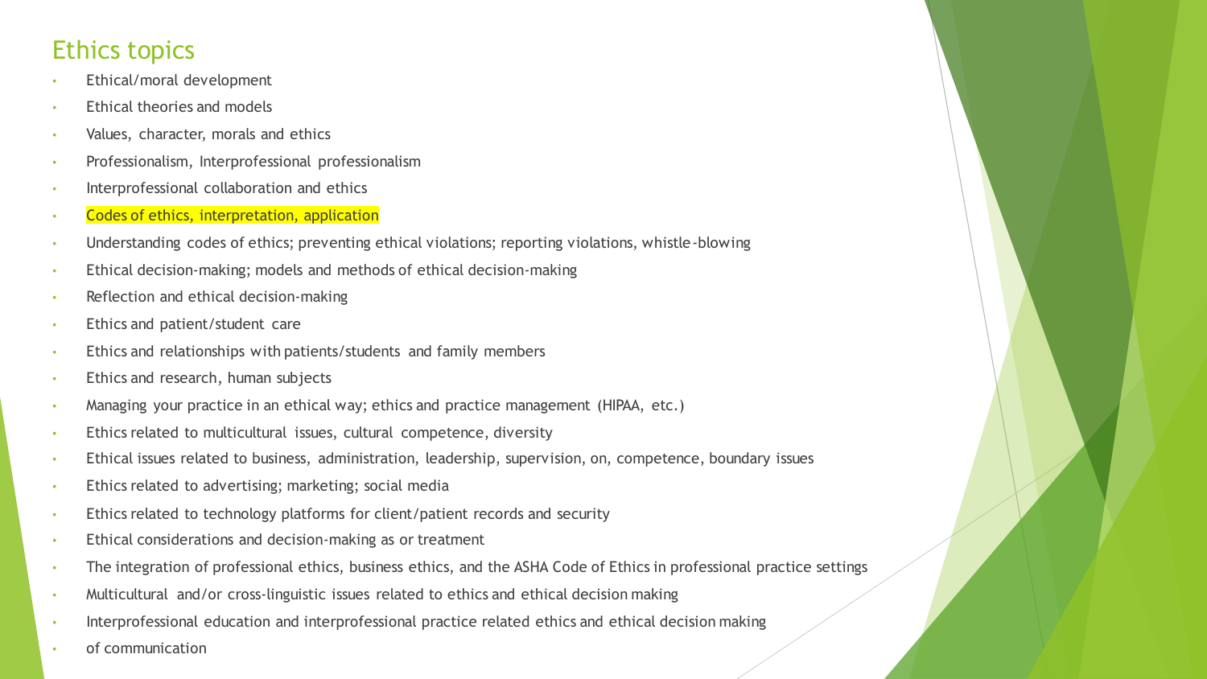# Ethics topics

- Ethical/moral development
- Ethical theories and models
- Values, character, morals and ethics
- Professionalism, Interprofessional professionalism
- Interprofessional collaboration and ethics
- Codes of ethics, interpretation, application
- Understanding codes of ethics; preventing ethical violations; reporting violations, whistle-blowing
- Ethical decision-making; models and methods of ethical decision-making
- Reflection and ethical decision-making
- Ethics and patient/student care
- Ethics and relationships with patients/students and family members
- Ethics and research, human subjects
- Managing your practice in an ethical way; ethics and practice management (HIPAA, etc.)
- Ethics related to multicultural issues, cultural competence, diversity
- Ethical issues related to business, administration, leadership, supervision, on, competence, boundary issues
- Ethics related to advertising; marketing; social media
- Ethics related to technology platforms for client/patient records and security
- Ethical considerations and decision-making as or treatment
- The integration of professional ethics, business ethics, and the ASHA Code of Ethics in professional practice settings
- Multicultural and/or cross-linguistic issues related to ethics and ethical decision making
- Interprofessional education and interprofessional practice related ethics and ethical decision making
- of communication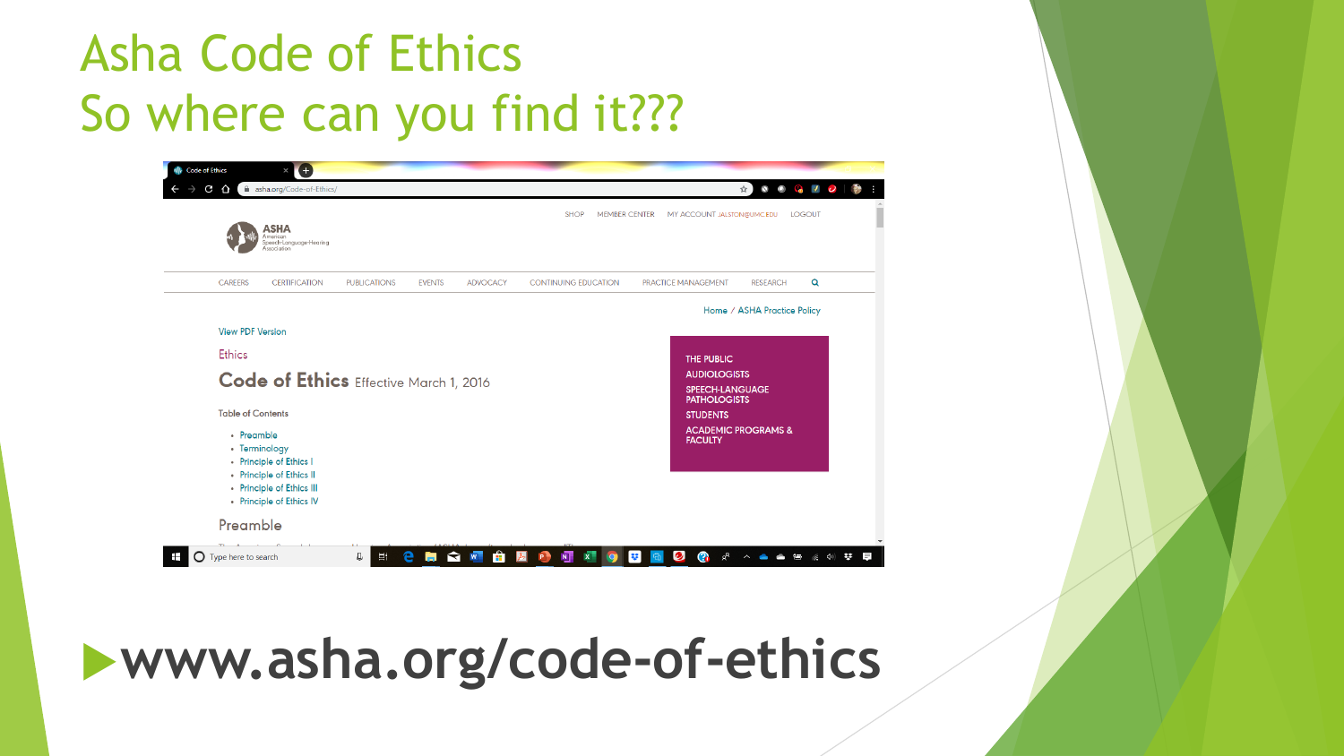# Asha Code of Ethics
# So where can you find it???

- **www.asha.org/code-of-ethics**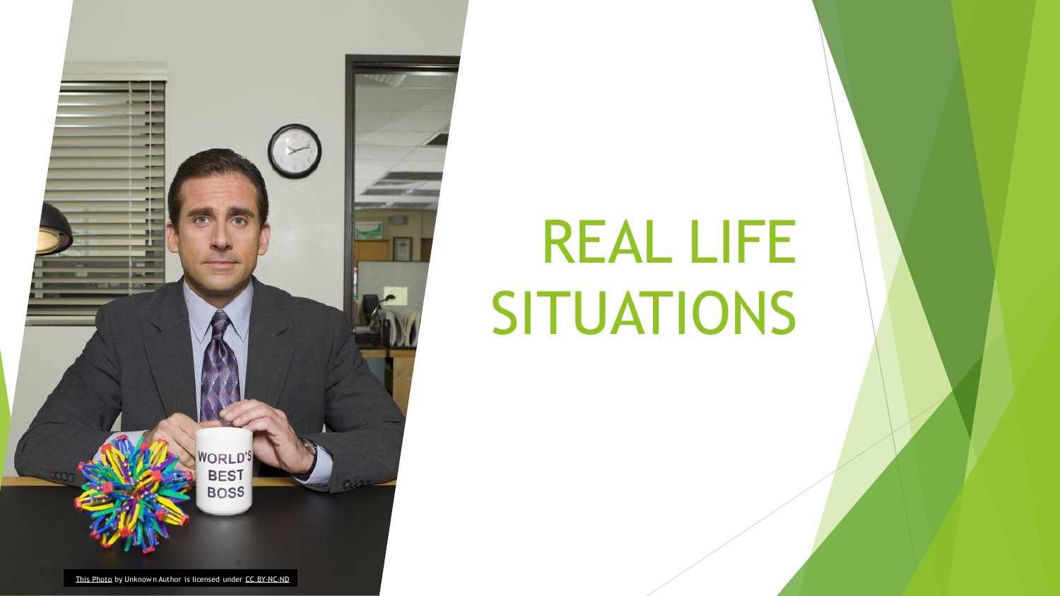# REAL LIFE SITUATIONS

This Photo by Unknown Author is licensed under CC BY-NC-ND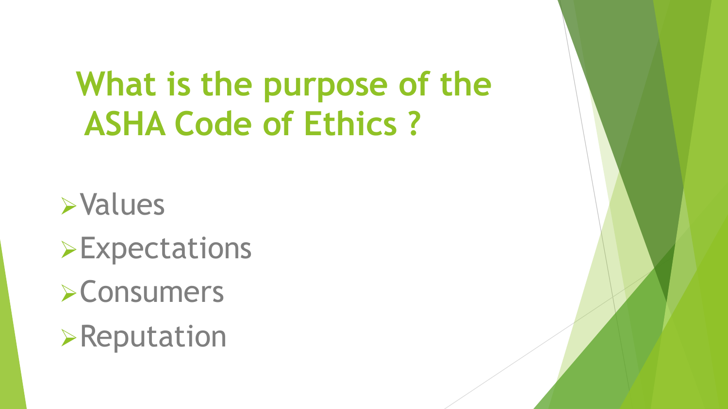# What is the purpose of the ASHA Code of Ethics ?

- Values
- Expectations
- Consumers
- Reputation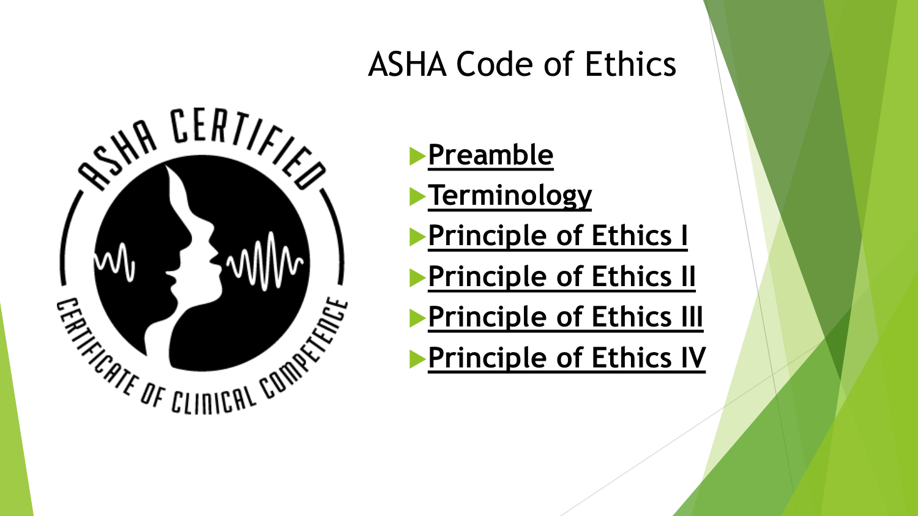# ASHA Code of Ethics

- **Preamble**
- **Terminology**
- **Principle of Ethics I**
- **Principle of Ethics II**
- **Principle of Ethics III**
- **Principle of Ethics IV**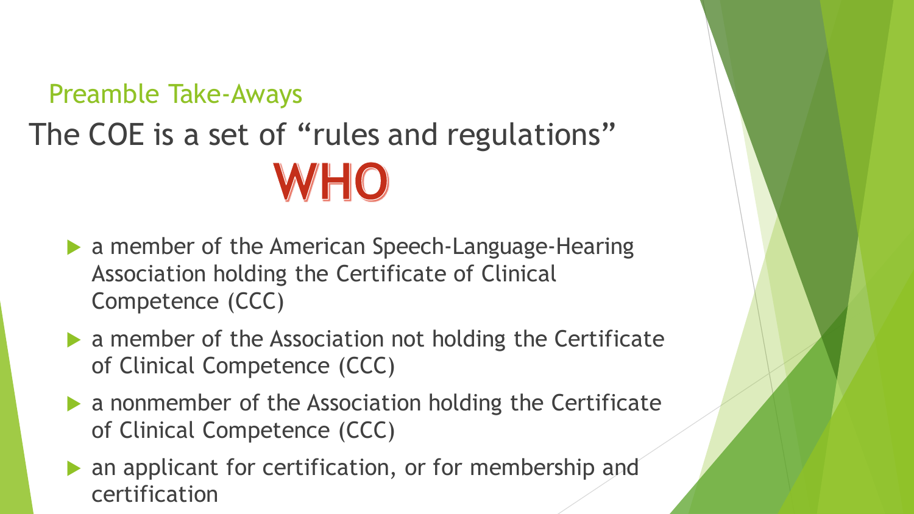## Preamble Take-Aways

# The COE is a set of "rules and regulations"

# WHO

- a member of the American Speech-Language-Hearing Association holding the Certificate of Clinical Competence (CCC)
- a member of the Association not holding the Certificate of Clinical Competence (CCC)
- a nonmember of the Association holding the Certificate of Clinical Competence (CCC)
- an applicant for certification, or for membership and certification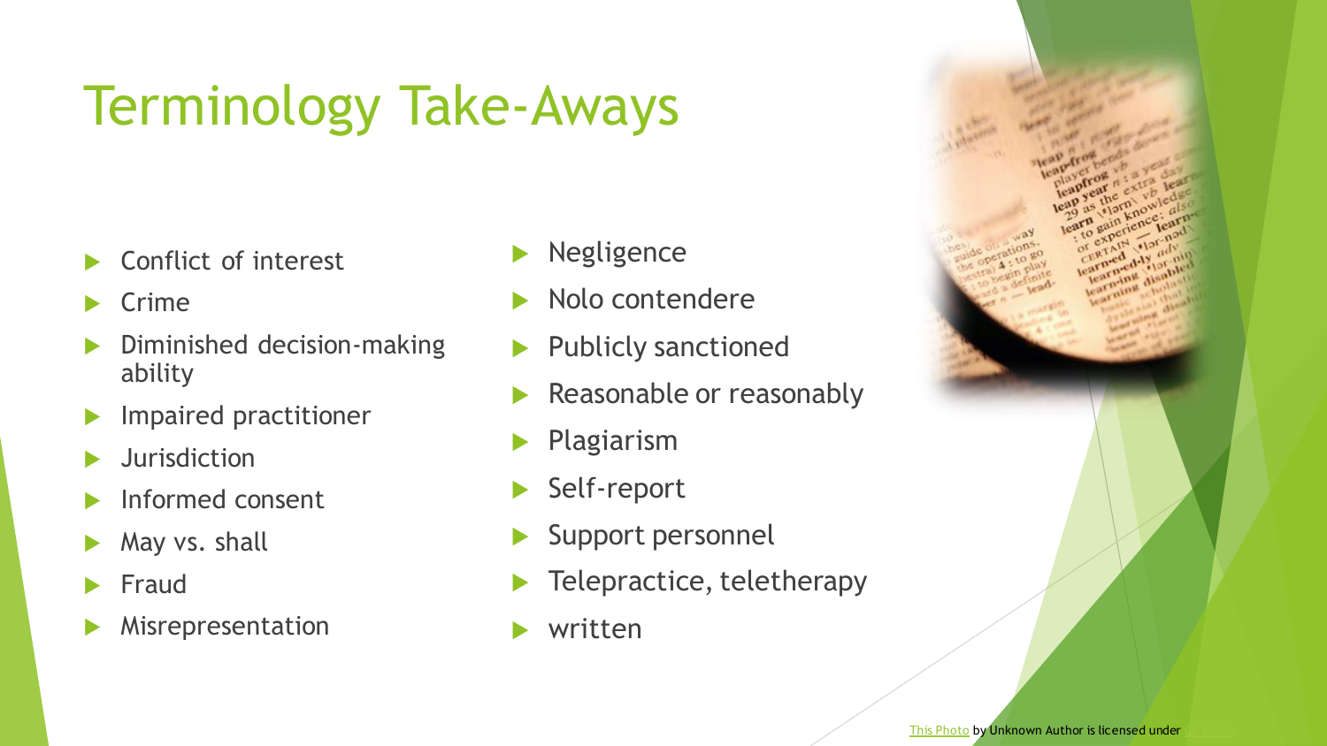# Terminology Take-Aways

- Conflict of interest
- Crime
- Diminished decision-making ability
- Impaired practitioner
- Jurisdiction
- Informed consent
- May vs. shall
- Fraud
- Misrepresentation
- Negligence
- Nolo contendere
- Publicly sanctioned
- Reasonable or reasonably
- Plagiarism
- Self-report
- Support personnel
- Telepractice, teletherapy
- written

This Photo by Unknown Author is licensed under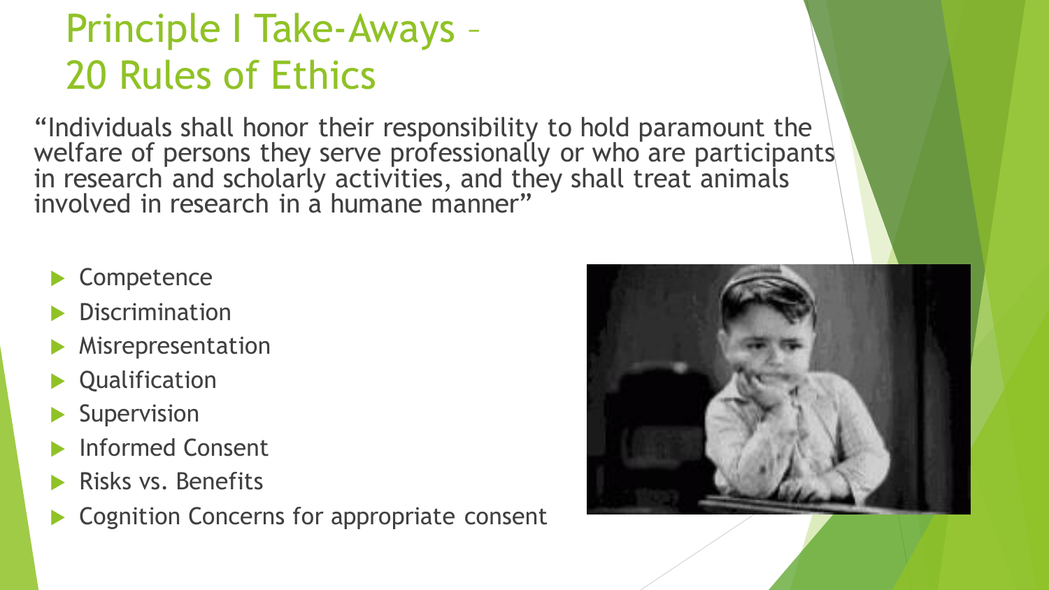# Principle I Take-Aways – 20 Rules of Ethics

"Individuals shall honor their responsibility to hold paramount the welfare of persons they serve professionally or who are participants in research and scholarly activities, and they shall treat animals involved in research in a humane manner"

- Competence
- Discrimination
- Misrepresentation
- Qualification
- Supervision
- Informed Consent
- Risks vs. Benefits
- Cognition Concerns for appropriate consent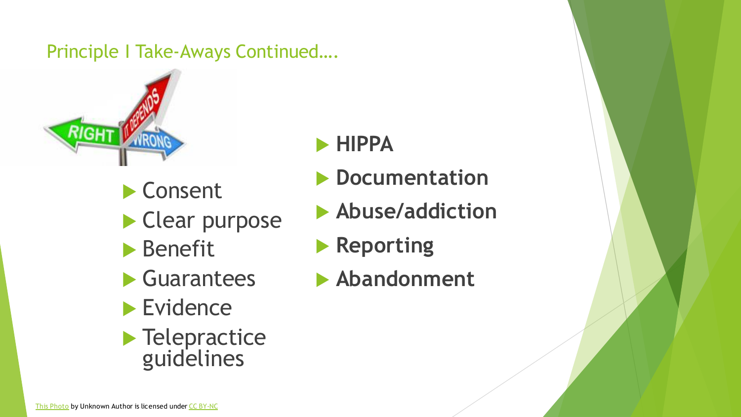## Principle I Take-Aways Continued….

- Consent
- Clear purpose
- Benefit
- Guarantees
- Evidence
- Telepractice guidelines

- **HIPPA**
- **Documentation**
- **Abuse/addiction**
- **Reporting**
- **Abandonment**

This Photo by Unknown Author is licensed under CC BY-NC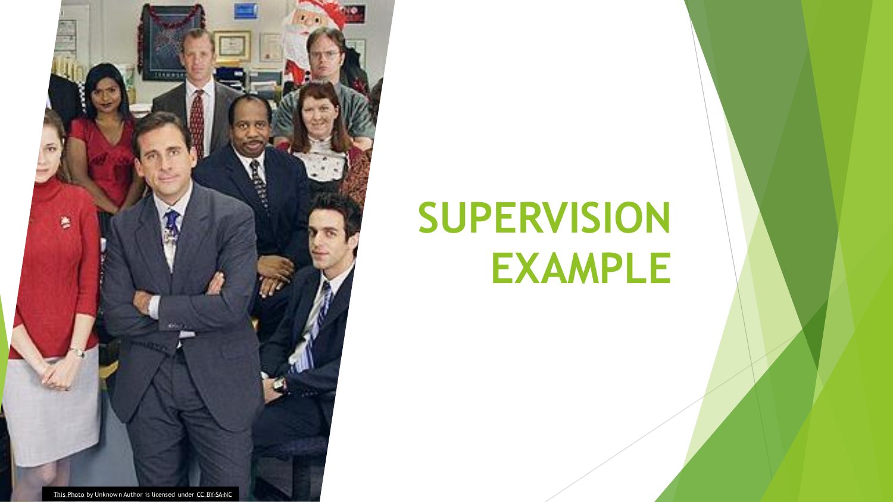# SUPERVISION EXAMPLE

This Photo by Unknown Author is licensed under CC BY-SA-NC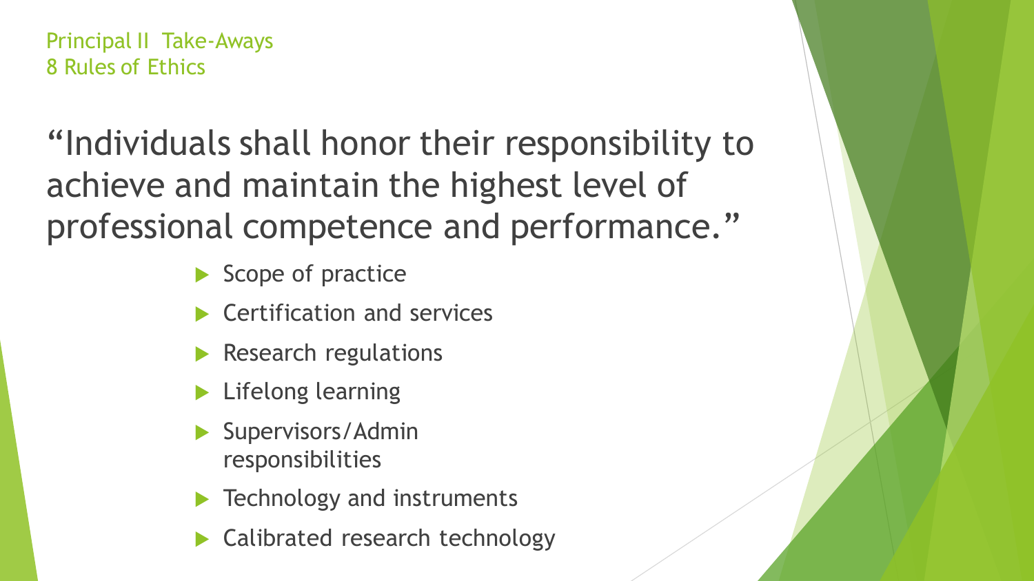Principal II Take-Aways
8 Rules of Ethics

## "Individuals shall honor their responsibility to achieve and maintain the highest level of professional competence and performance."

- Scope of practice
- Certification and services
- Research regulations
- Lifelong learning
- Supervisors/Admin responsibilities
- Technology and instruments
- Calibrated research technology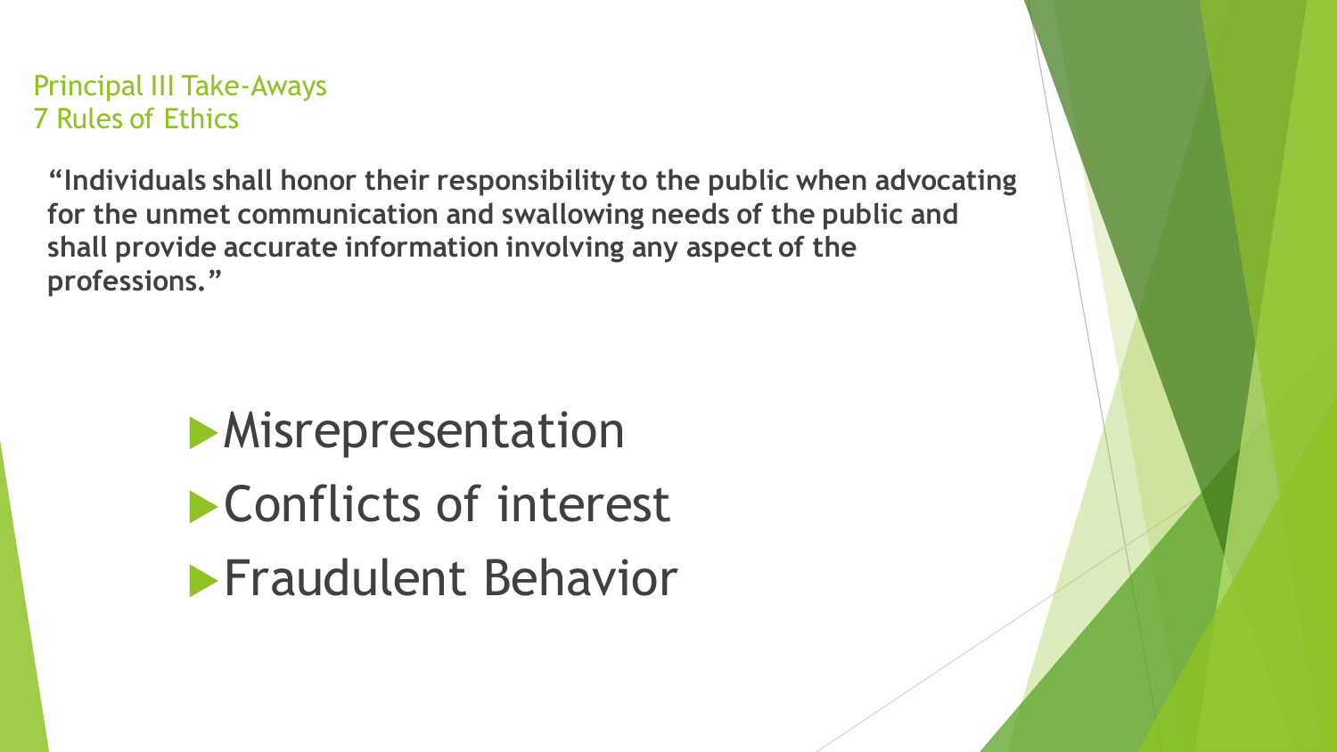## Principal III Take-Aways
## 7 Rules of Ethics

**"Individuals shall honor their responsibility to the public when advocating for the unmet communication and swallowing needs of the public and shall provide accurate information involving any aspect of the professions."**

- Misrepresentation
- Conflicts of interest
- Fraudulent Behavior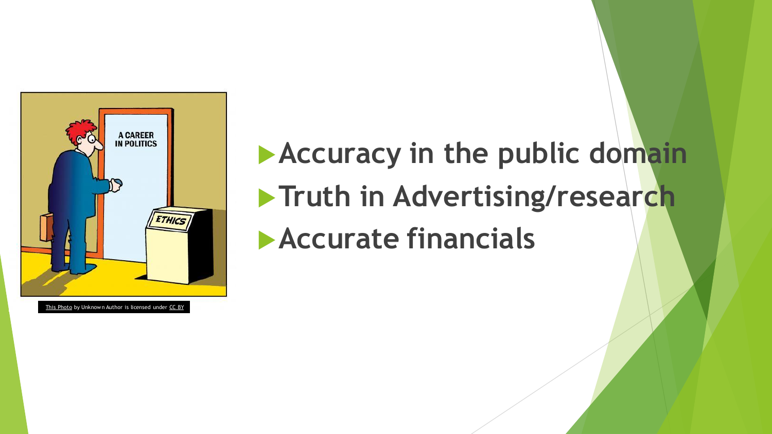This Photo by Unknown Author is licensed under CC BY

- Accuracy in the public domain
- Truth in Advertising/research
- Accurate financials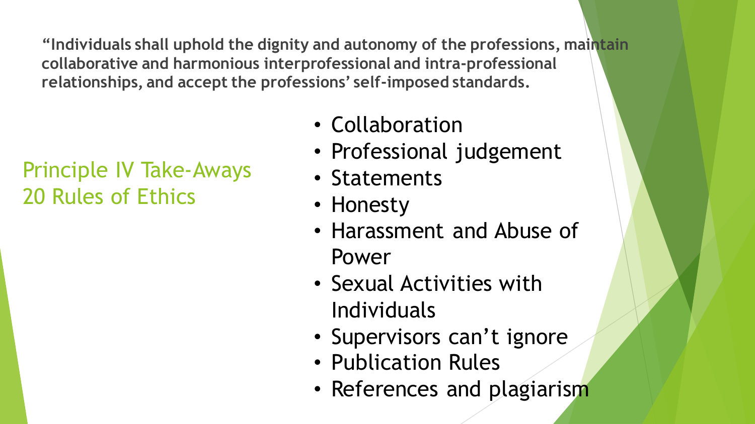**"Individuals shall uphold the dignity and autonomy of the professions, maintain collaborative and harmonious interprofessional and intra-professional relationships, and accept the professions' self-imposed standards.**

## Principle IV Take-Aways
## 20 Rules of Ethics

- Collaboration
- Professional judgement
- Statements
- Honesty
- Harassment and Abuse of Power
- Sexual Activities with Individuals
- Supervisors can't ignore
- Publication Rules
- References and plagiarism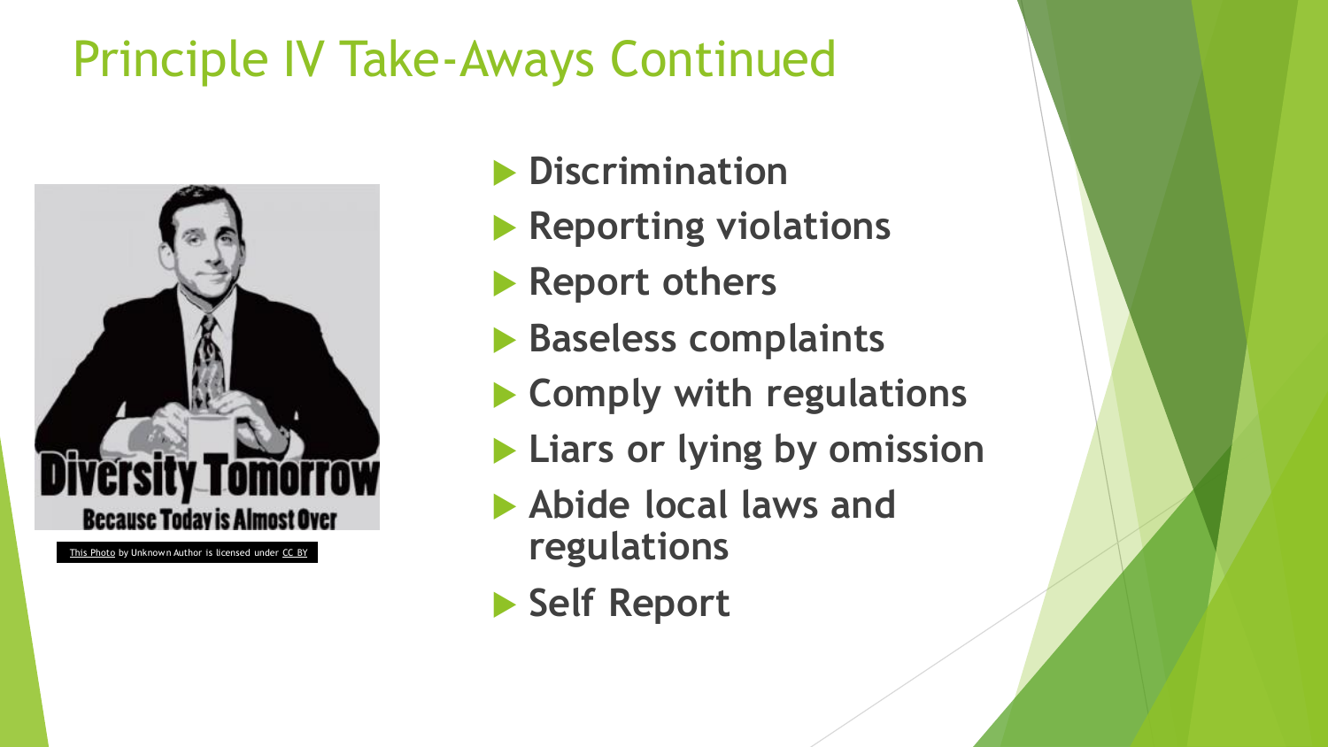# Principle IV Take-Aways Continued

This Photo by Unknown Author is licensed under CC BY

- **Discrimination**
- **Reporting violations**
- **Report others**
- **Baseless complaints**
- **Comply with regulations**
- **Liars or lying by omission**
- **Abide local laws and regulations**
- **Self Report**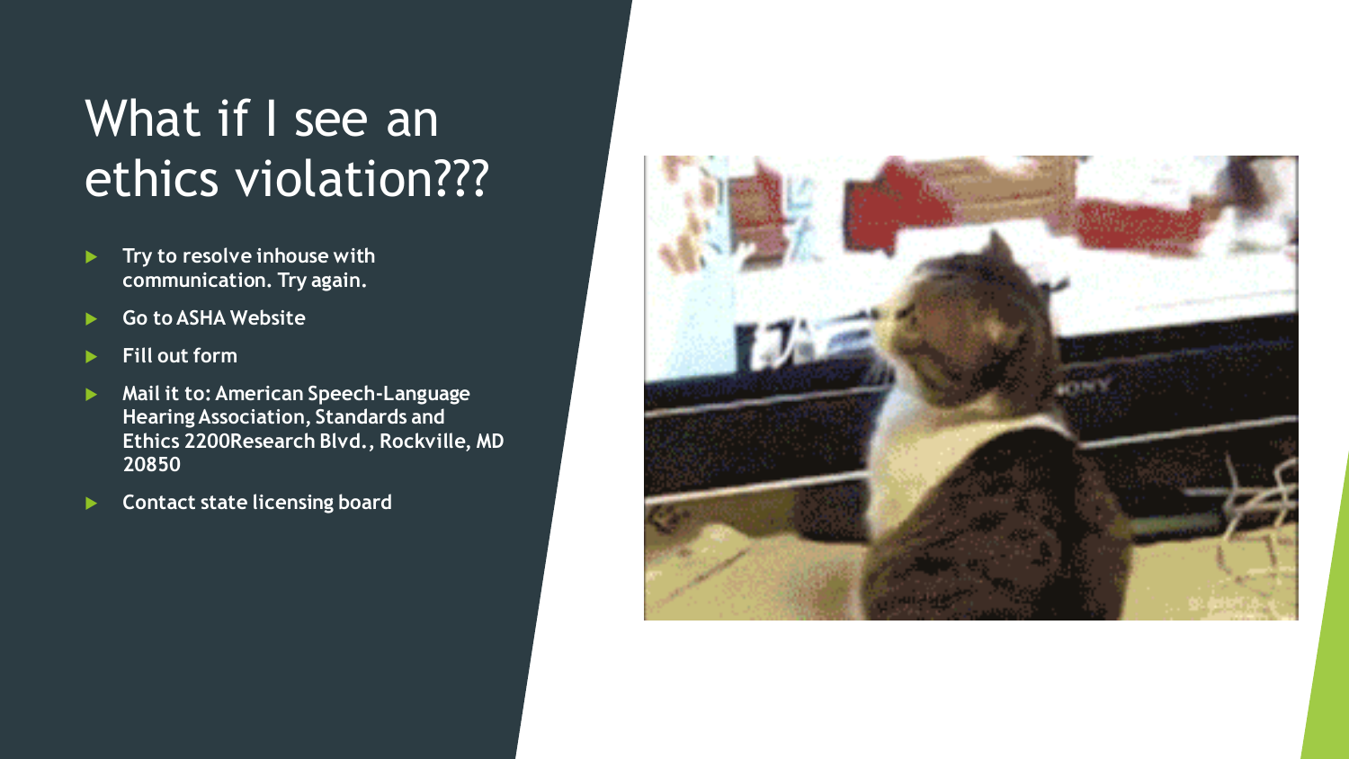# What if I see an ethics violation???

- Try to resolve inhouse with communication. Try again.
- Go to ASHA Website
- Fill out form
- Mail it to: American Speech-Language Hearing Association, Standards and Ethics 2200Research Blvd., Rockville, MD 20850
- Contact state licensing board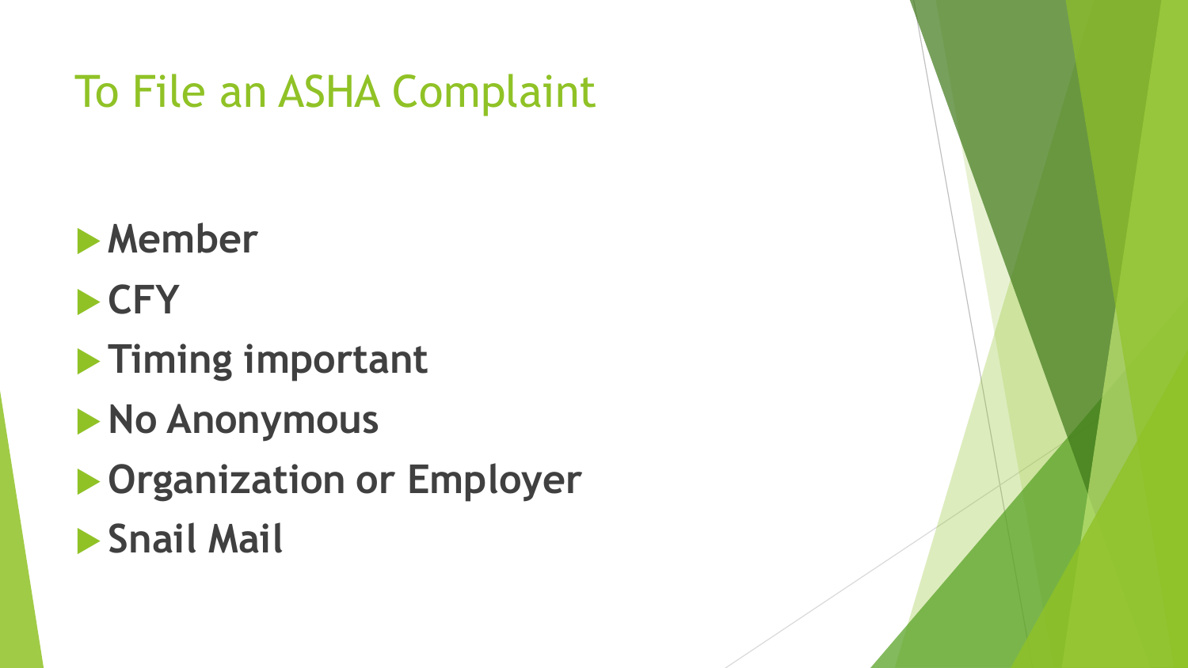# To File an ASHA Complaint

- **Member**
- **CFY**
- **Timing important**
- **No Anonymous**
- **Organization or Employer**
- **Snail Mail**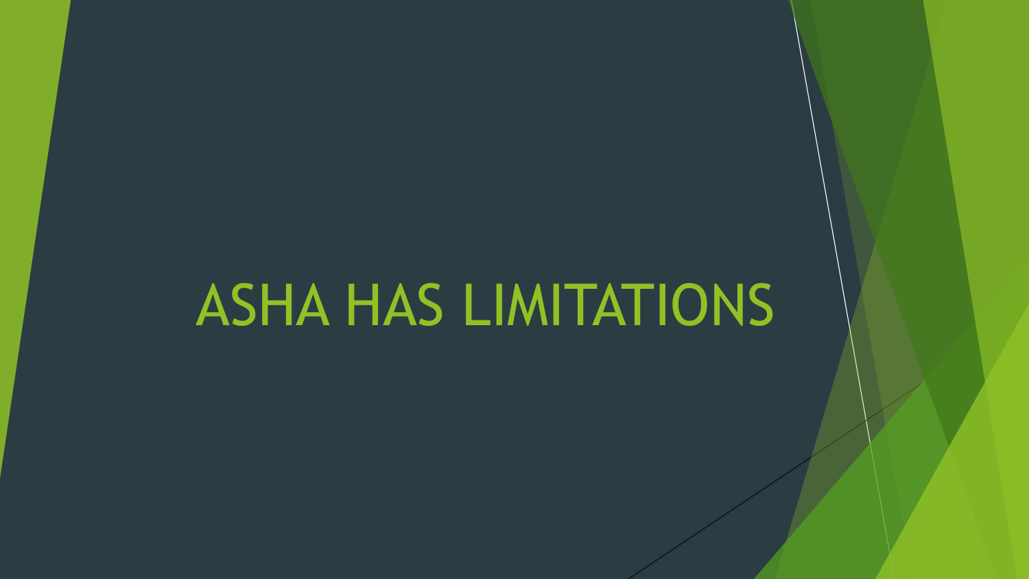# ASHA HAS LIMITATIONS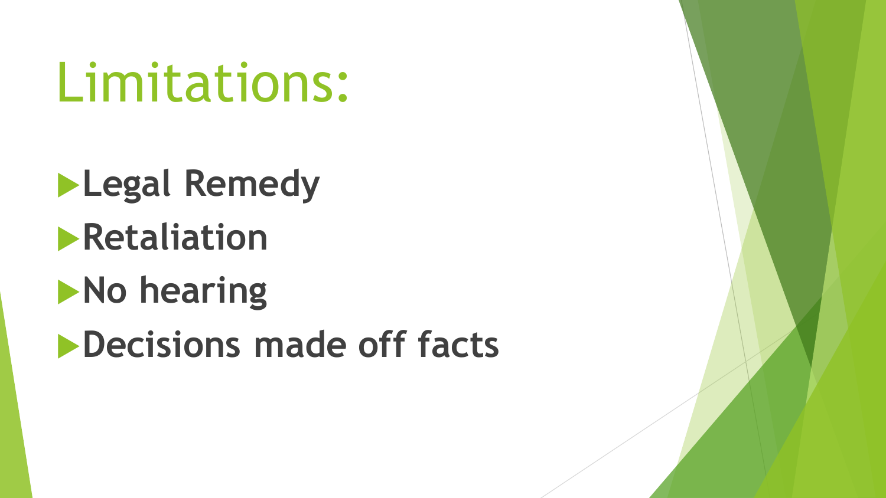# Limitations:

- **Legal Remedy**
- **Retaliation**
- **No hearing**
- **Decisions made off facts**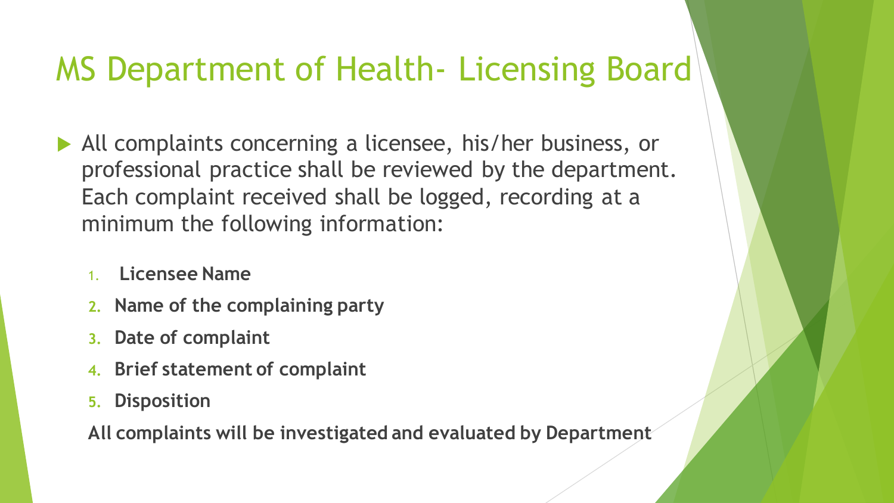# MS Department of Health- Licensing Board

- All complaints concerning a licensee, his/her business, or professional practice shall be reviewed by the department. Each complaint received shall be logged, recording at a minimum the following information:

    1. **Licensee Name**
    2. **Name of the complaining party**
    3. **Date of complaint**
    4. **Brief statement of complaint**
    5. **Disposition**

    **All complaints will be investigated and evaluated by Department**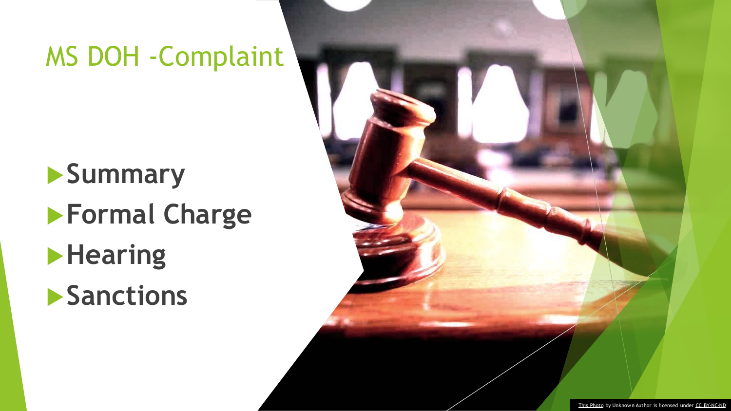# MS DOH -Complaint

- **Summary**
- **Formal Charge**
- **Hearing**
- **Sanctions**

This Photo by Unknown Author is licensed under CC BY-NC-ND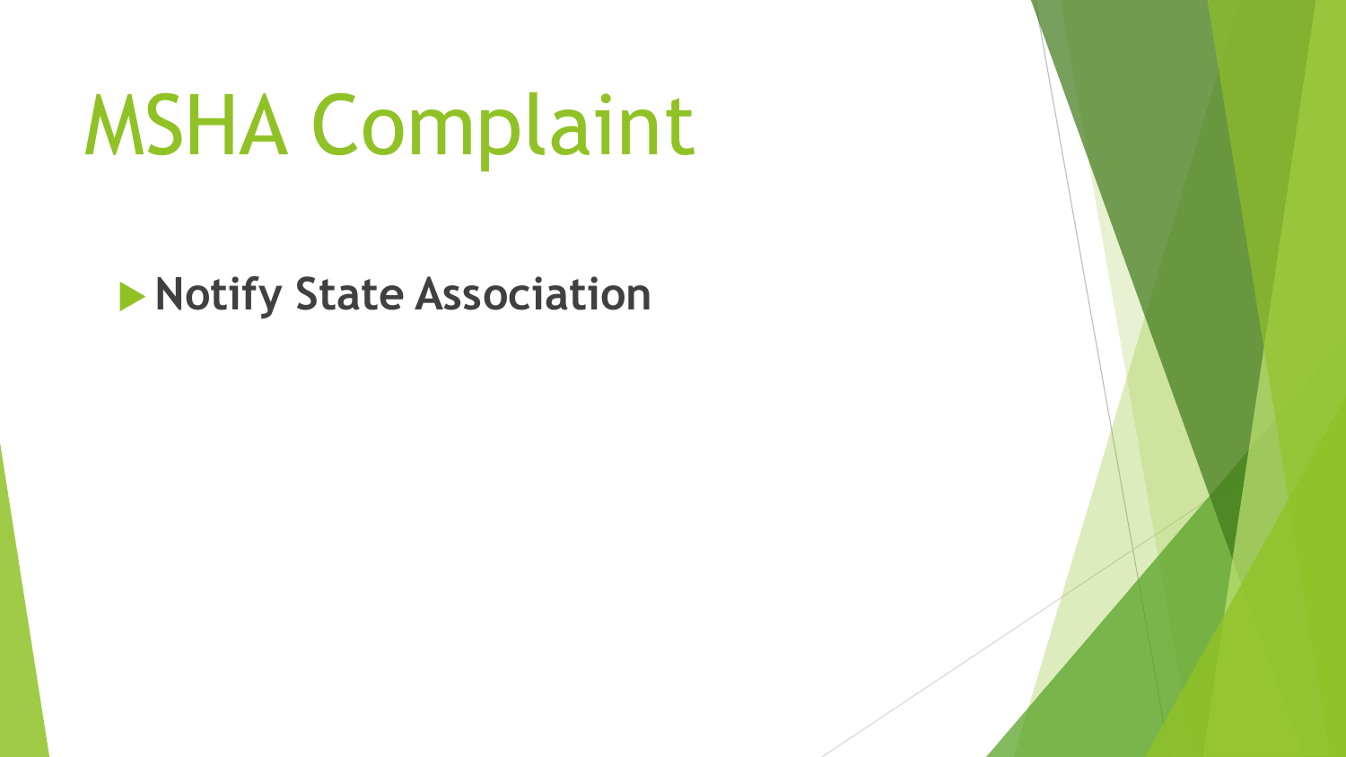# MSHA Complaint

- **Notify State Association**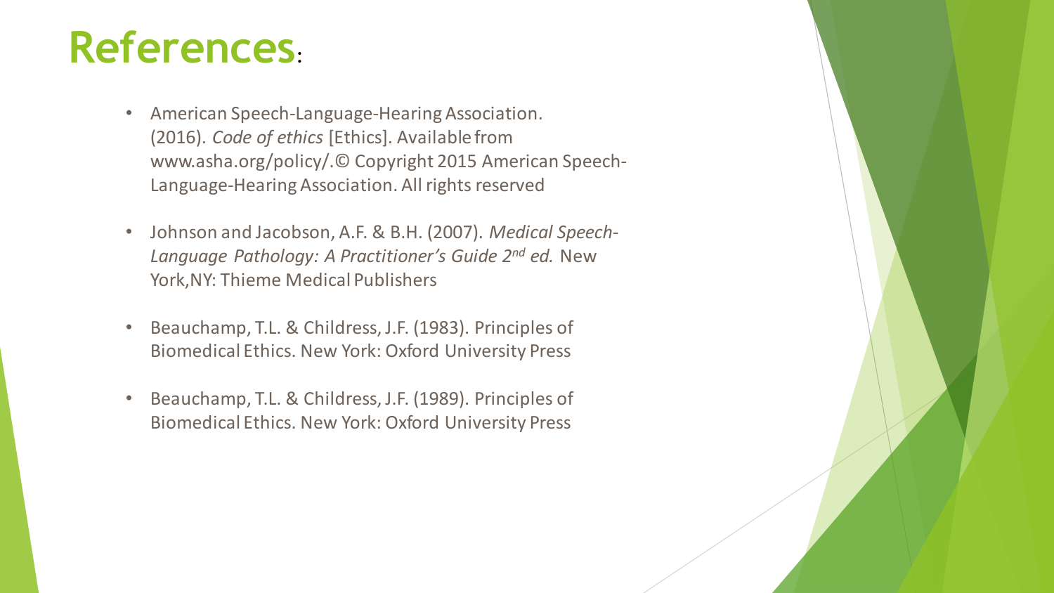# References:

- American Speech-Language-Hearing Association. (2016). *Code of ethics* [Ethics]. Available from www.asha.org/policy/.© Copyright 2015 American Speech-Language-Hearing Association. All rights reserved

- Johnson and Jacobson, A.F. & B.H. (2007). *Medical Speech-Language Pathology: A Practitioner's Guide 2nd ed.* New York,NY: Thieme Medical Publishers

- Beauchamp, T.L. & Childress, J.F. (1983). Principles of Biomedical Ethics. New York: Oxford University Press

- Beauchamp, T.L. & Childress, J.F. (1989). Principles of Biomedical Ethics. New York: Oxford University Press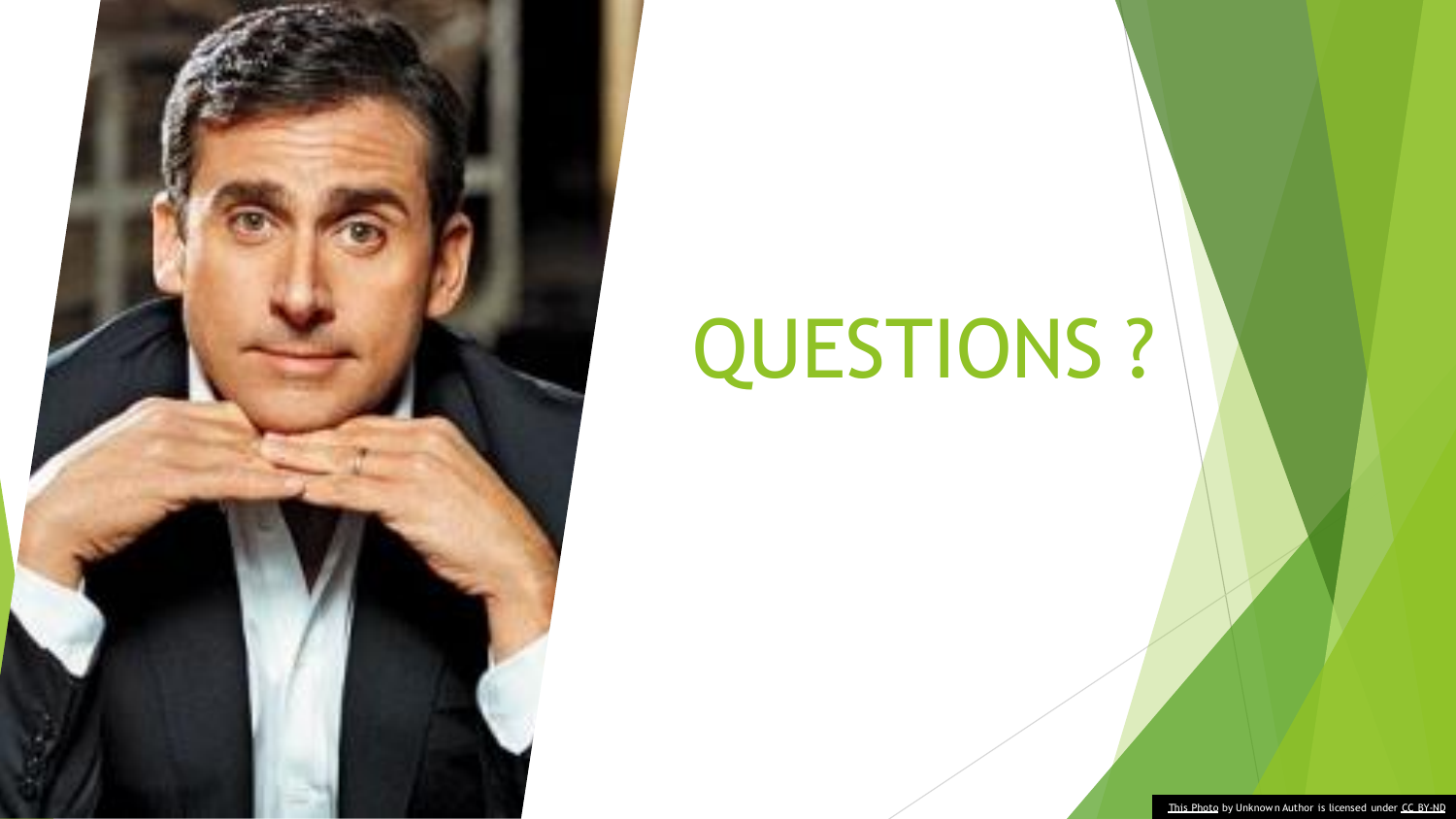# QUESTIONS ?

This Photo by Unknown Author is licensed under CC BY-ND